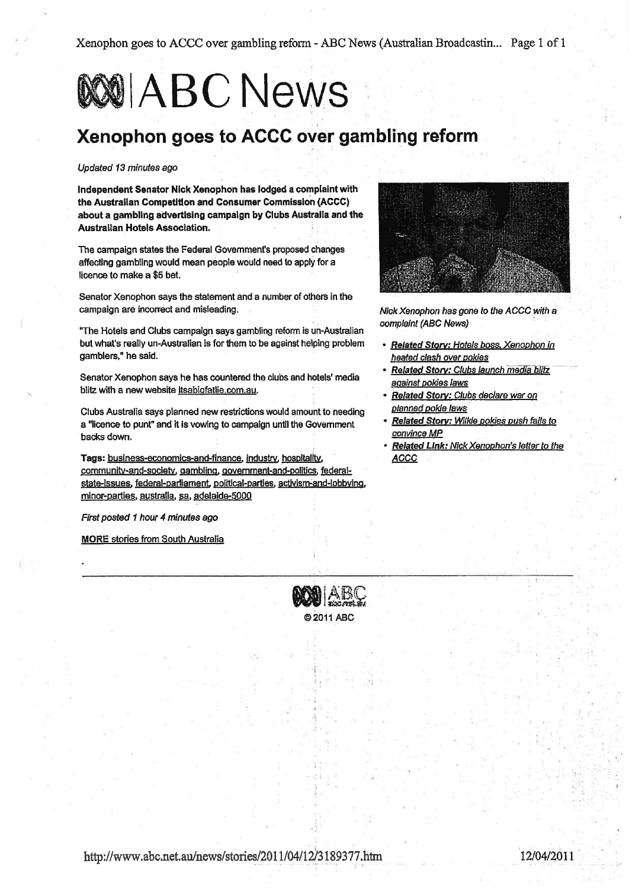# ABC News

## Xenophon goes to ACCC over gambling reform

*Updated 13 minutes ago*

**Independent Senator Nick Xenophon has lodged a complaint with the Australian Competition and Consumer Commission (ACCC) about a gambling advertising campaign by Clubs Australia and the Australian Hotels Association.**

The campaign states the Federal Government's proposed changes affecting gambling would mean people would need to apply for a licence to make a $5 bet.

Senator Xenophon says the statement and a number of others in the campaign are incorrect and misleading.

"The Hotels and Clubs campaign says gambling reform is un-Australian but what's really un-Australian is for them to be against helping problem gamblers," he said.

Senator Xenophon says he has countered the clubs and hotels' media blitz with a new website itsabigfatlie.com.au.

Clubs Australia says planned new restrictions would amount to needing a "licence to punt" and it is vowing to campaign until the Government backs down.

**Tags:** business-economics-and-finance, industry, hospitality, community-and-society, gambling, government-and-politics, federal-state-issues, federal-parliament, political-parties, activism-and-lobbying, minor-parties, australia, sa, adelaide-5000

*First posted 1 hour 4 minutes ago*

**MORE** stories from South Australia

*Nick Xenophon has gone to the ACCC with a complaint (ABC News)*

- ***Related Story:*** *Hotels boss, Xenophon in heated clash over pokies*
- ***Related Story:*** *Clubs launch media blitz against pokies laws*
- ***Related Story:*** *Clubs declare war on planned pokie laws*
- ***Related Story:*** *Wilkie pokies push fails to convince MP*
- ***Related Link:*** *Nick Xenophon's letter to the ACCC*

© 2011 ABC

http://www.abc.net.au/news/stories/2011/04/12/3189377.htm 12/04/2011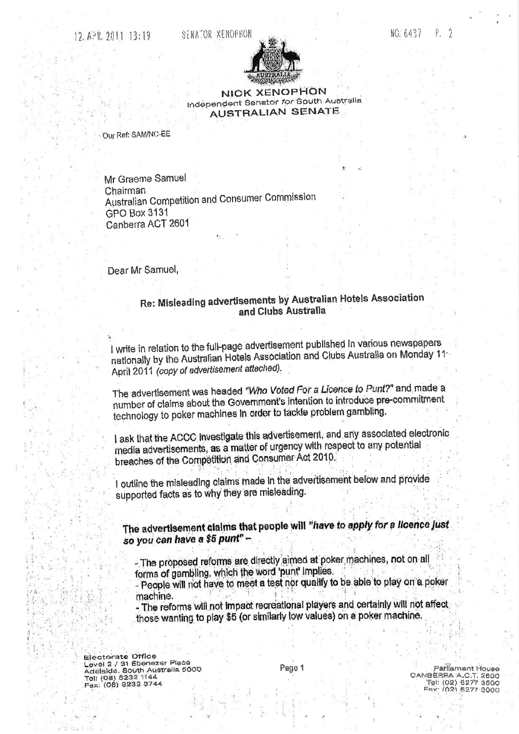**NICK XENOPHON**
Independent Senator *for* South Australia
**AUSTRALIAN SENATE**

Our Ref: SAM/NC-EE

Mr Graeme Samuel
Chairman
Australian Competition and Consumer Commission
GPO Box 3131
Canberra ACT 2601

Dear Mr Samuel,

**Re: Misleading advertisements by Australian Hotels Association and Clubs Australia**

I write in relation to the full-page advertisement published in various newspapers nationally by the Australian Hotels Association and Clubs Australia on Monday 11 April 2011 *(copy of advertisement attached)*.

The advertisement was headed *"Who Voted For a Licence to Punt?"* and made a number of claims about the Government's intention to introduce pre-commitment technology to poker machines in order to tackle problem gambling.

I ask that the ACCC investigate this advertisement, and any associated electronic media advertisements, as a matter of urgency with respect to any potential breaches of the Competition and Consumer Act 2010.

I outline the misleading claims made in the advertisement below and provide supported facts as to why they are misleading.

**The advertisement claims that people will *"have to apply for a licence just so you can have a $5 punt"* –**

- The proposed reforms are directly aimed at poker machines, not on all forms of gambling, which the word 'punt' implies.
- People will not have to meet a test nor qualify to be able to play on a poker machine.
- The reforms will not impact recreational players and certainly will not affect those wanting to play $5 (or similarly low values) on a poker machine.

Electorate Office
Level 2 / 31 Ebenezer Place
Adelaide, South Australia 5000
Tel: (08) 8232 1144
Fax: (08) 8232 3744

Parliament House
CANBERRA A.C.T. 2600
Tel: (02) 6277 3600
Fax: (02) 6277 3000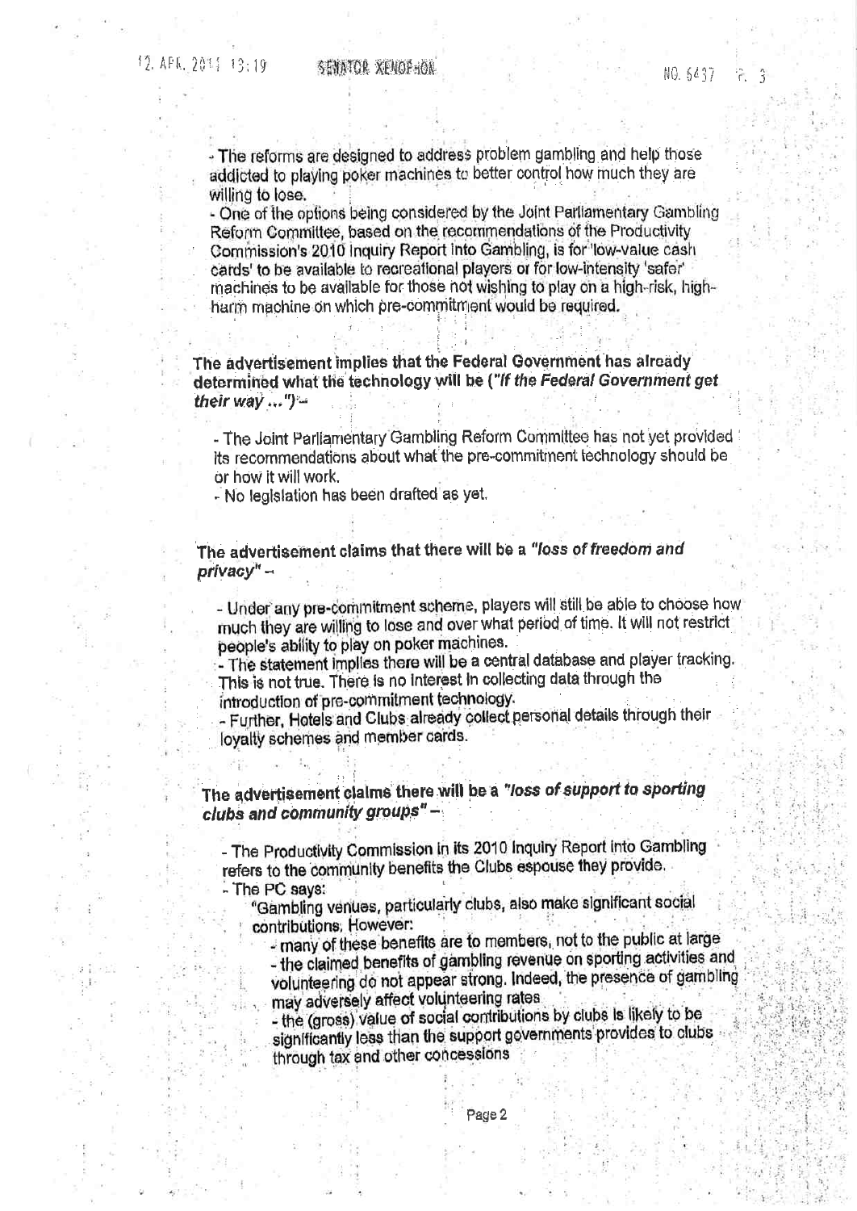- The reforms are designed to address problem gambling and help those addicted to playing poker machines to better control how much they are willing to lose.
- One of the options being considered by the Joint Parliamentary Gambling Reform Committee, based on the recommendations of the Productivity Commission's 2010 Inquiry Report into Gambling, is for 'low-value cash cards' to be available to recreational players or for low-intensity 'safer' machines to be available for those not wishing to play on a high-risk, high-harm machine on which pre-commitment would be required.

**The advertisement implies that the Federal Government has already determined what the technology will be (*"If the Federal Government get their way ..."*) –**

- The Joint Parliamentary Gambling Reform Committee has not yet provided its recommendations about what the pre-commitment technology should be or how it will work.
- No legislation has been drafted as yet.

**The advertisement claims that there will be a *"loss of freedom and privacy"* –**

- Under any pre-commitment scheme, players will still be able to choose how much they are willing to lose and over what period of time. It will not restrict people's ability to play on poker machines.
- The statement implies there will be a central database and player tracking. This is not true. There is no interest in collecting data through the introduction of pre-commitment technology.
- Further, Hotels and Clubs already collect personal details through their loyalty schemes and member cards.

**The advertisement claims there will be a *"loss of support to sporting clubs and community groups"* –**

- The Productivity Commission in its 2010 Inquiry Report into Gambling refers to the community benefits the Clubs espouse they provide.
- The PC says:
  "Gambling venues, particularly clubs, also make significant social contributions. However:
    - many of these benefits are to members, not to the public at large
    - the claimed benefits of gambling revenue on sporting activities and volunteering do not appear strong. Indeed, the presence of gambling may adversely affect volunteering rates
    - the (gross) value of social contributions by clubs is likely to be significantly less than the support governments provides to clubs through tax and other concessions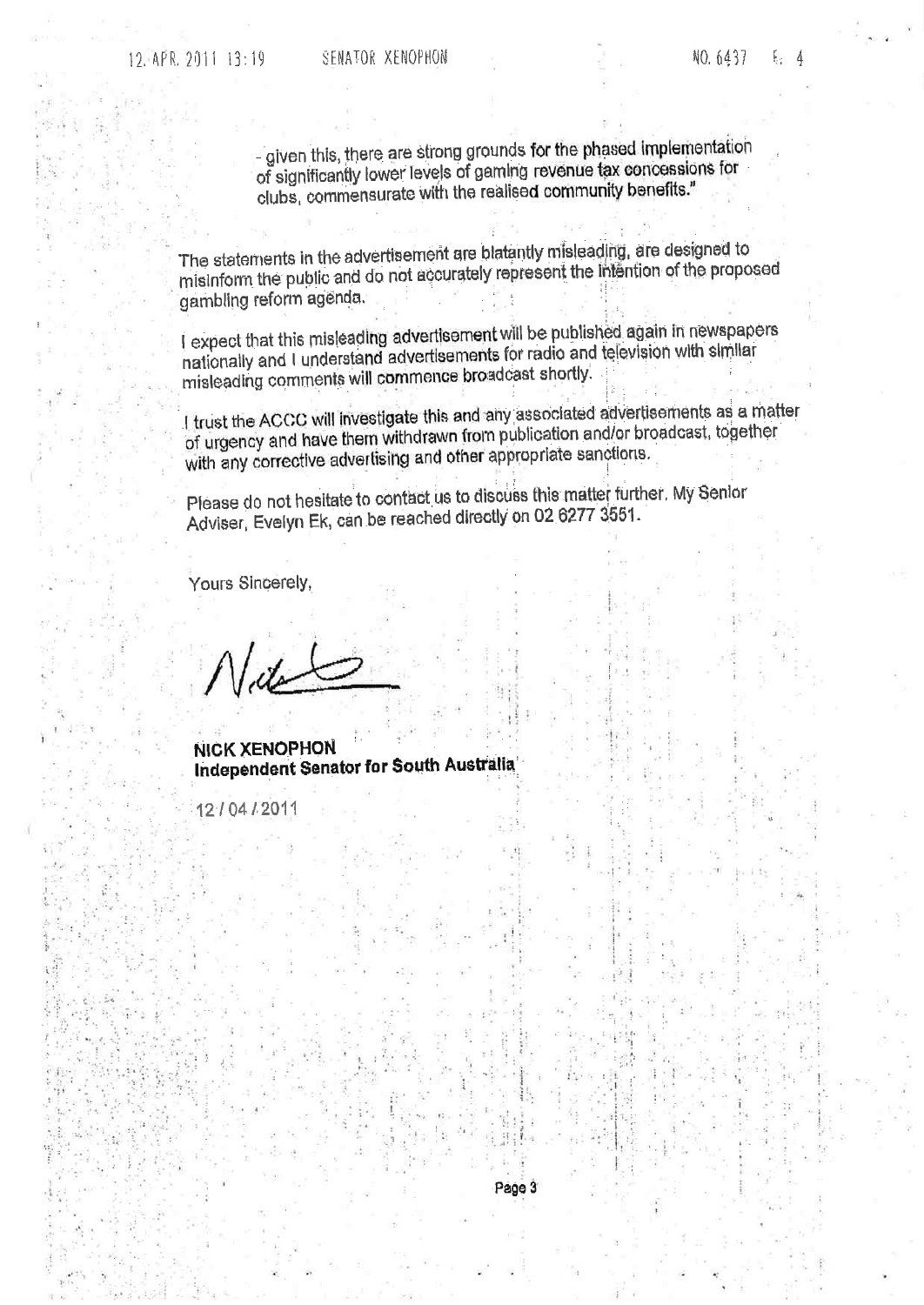- given this, there are strong grounds for the phased implementation of significantly lower levels of gaming revenue tax concessions for clubs, commensurate with the realised community benefits."

The statements in the advertisement are blatantly misleading, are designed to misinform the public and do not accurately represent the intention of the proposed gambling reform agenda.

I expect that this misleading advertisement will be published again in newspapers nationally and I understand advertisements for radio and television with similar misleading comments will commence broadcast shortly.

I trust the ACCC will investigate this and any associated advertisements as a matter of urgency and have them withdrawn from publication and/or broadcast, together with any corrective advertising and other appropriate sanctions.

Please do not hesitate to contact us to discuss this matter further. My Senior Adviser, Evelyn Ek, can be reached directly on 02 6277 3551.

Yours Sincerely,

**NICK XENOPHON**
**Independent Senator for South Australia**

12 / 04 / 2011